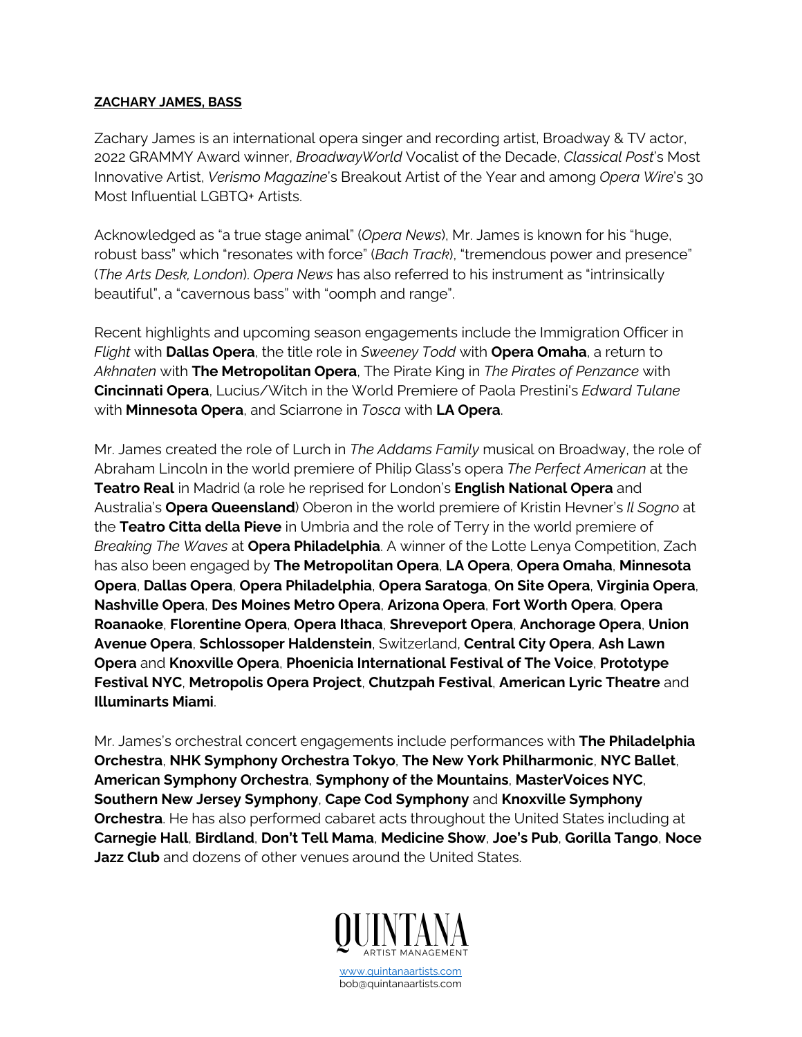**ZACHARY JAMES, BASS**

Zachary James is an international opera singer and recording artist, Broadway & TV actor, 2022 GRAMMY Award winner, *BroadwayWorld* Vocalist of the Decade, *Classical Post*'s Most Innovative Artist, *Verismo Magazine*'s Breakout Artist of the Year and among *Opera Wire*'s 30 Most Influential LGBTQ+ Artists.

Acknowledged as "a true stage animal" (*Opera News*), Mr. James is known for his "huge, robust bass" which "resonates with force" (*Bach Track*), "tremendous power and presence" (*The Arts Desk, London*). *Opera News* has also referred to his instrument as "intrinsically beautiful", a "cavernous bass" with "oomph and range".

Recent highlights and upcoming season engagements include the Immigration Officer in *Flight* with **Dallas Opera**, the title role in *Sweeney Todd* with **Opera Omaha**, a return to *Akhnaten* with **The Metropolitan Opera**, The Pirate King in *The Pirates of Penzance* with **Cincinnati Opera**, Lucius/Witch in the World Premiere of Paola Prestini's *Edward Tulane* with **Minnesota Opera**, and Sciarrone in *Tosca* with **LA Opera**.

Mr. James created the role of Lurch in *The Addams Family* musical on Broadway, the role of Abraham Lincoln in the world premiere of Philip Glass's opera *The Perfect American* at the **Teatro Real** in Madrid (a role he reprised for London's **English National Opera** and Australia's **Opera Queensland**) Oberon in the world premiere of Kristin Hevner's *Il Sogno* at the **Teatro Citta della Pieve** in Umbria and the role of Terry in the world premiere of *Breaking The Waves* at **Opera Philadelphia**. A winner of the Lotte Lenya Competition, Zach has also been engaged by **The Metropolitan Opera**, **LA Opera**, **Opera Omaha**, **Minnesota Opera**, **Dallas Opera**, **Opera Philadelphia**, **Opera Saratoga**, **On Site Opera**, **Virginia Opera**, **Nashville Opera**, **Des Moines Metro Opera**, **Arizona Opera**, **Fort Worth Opera**, **Opera Roanoke**, **Florentine Opera**, **Opera Ithaca**, **Shreveport Opera**, **Anchorage Opera**, **Union Avenue Opera**, **Schlossoper Haldenstein**, Switzerland, **Central City Opera**, **Ash Lawn Opera** and **Knoxville Opera**, **Phoenicia International Festival of The Voice**, **Prototype Festival NYC**, **Metropolis Opera Project**, **Chutzpah Festival**, **American Lyric Theatre** and **Illuminarts Miami**.

Mr. James's orchestral concert engagements include performances with **The Philadelphia Orchestra**, **NHK Symphony Orchestra Tokyo**, **The New York Philharmonic**, **NYC Ballet**, **American Symphony Orchestra**, **Symphony of the Mountains**, **MasterVoices NYC**, **Southern New Jersey Symphony**, **Cape Cod Symphony** and **Knoxville Symphony Orchestra**. He has also performed cabaret acts throughout the United States including at **Carnegie Hall**, **Birdland**, **Don't Tell Mama**, **Medicine Show**, **Joe's Pub**, **Gorilla Tango**, **Noce Jazz Club** and dozens of other venues around the United States.

QUINTANA
ARTIST MANAGEMENT

www.quintanaartists.com
bob@quintanaartists.com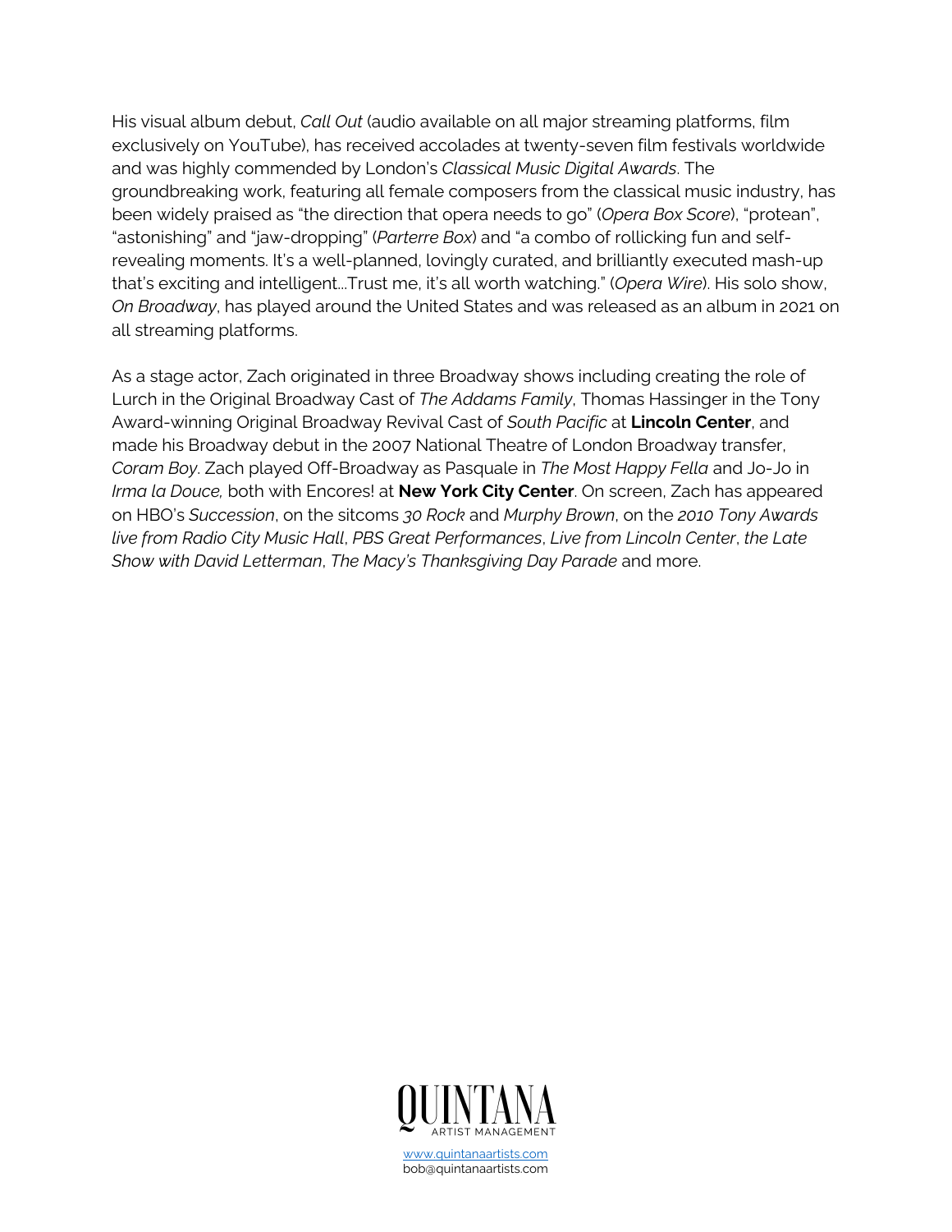His visual album debut, *Call Out* (audio available on all major streaming platforms, film exclusively on YouTube), has received accolades at twenty-seven film festivals worldwide and was highly commended by London's *Classical Music Digital Awards*. The groundbreaking work, featuring all female composers from the classical music industry, has been widely praised as "the direction that opera needs to go" (*Opera Box Score*), "protean", "astonishing" and "jaw-dropping" (*Parterre Box*) and "a combo of rollicking fun and self-revealing moments. It's a well-planned, lovingly curated, and brilliantly executed mash-up that's exciting and intelligent...Trust me, it's all worth watching." (*Opera Wire*). His solo show, *On Broadway*, has played around the United States and was released as an album in 2021 on all streaming platforms.

As a stage actor, Zach originated in three Broadway shows including creating the role of Lurch in the Original Broadway Cast of *The Addams Family*, Thomas Hassinger in the Tony Award-winning Original Broadway Revival Cast of *South Pacific* at **Lincoln Center**, and made his Broadway debut in the 2007 National Theatre of London Broadway transfer, *Coram Boy*. Zach played Off-Broadway as Pasquale in *The Most Happy Fella* and Jo-Jo in *Irma la Douce,* both with Encores! at **New York City Center**. On screen, Zach has appeared on HBO's *Succession*, on the sitcoms *30 Rock* and *Murphy Brown*, on the *2010 Tony Awards live from Radio City Music Hall*, *PBS Great Performances*, *Live from Lincoln Center*, *the Late Show with David Letterman*, *The Macy's Thanksgiving Day Parade* and more.